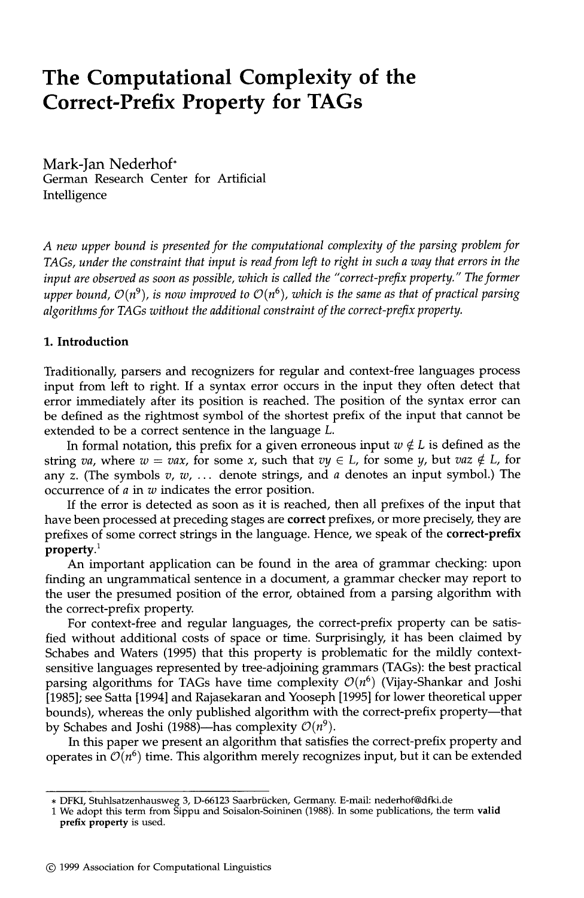# The Computational Complexity of the Correct-Prefix Property for TAGs

Mark-Jan Nederhof*
German Research Center for Artificial Intelligence

*A new upper bound is presented for the computational complexity of the parsing problem for TAGs, under the constraint that input is read from left to right in such a way that errors in the input are observed as soon as possible, which is called the "correct-prefix property." The former upper bound, $\mathcal{O}(n^9)$, is now improved to $\mathcal{O}(n^6)$, which is the same as that of practical parsing algorithms for TAGs without the additional constraint of the correct-prefix property.*

## 1. Introduction

Traditionally, parsers and recognizers for regular and context-free languages process input from left to right. If a syntax error occurs in the input they often detect that error immediately after its position is reached. The position of the syntax error can be defined as the rightmost symbol of the shortest prefix of the input that cannot be extended to be a correct sentence in the language $L$.

In formal notation, this prefix for a given erroneous input $w \notin L$ is defined as the string $va$, where $w = vax$, for some $x$, such that $vy \in L$, for some $y$, but $vaz \notin L$, for any $z$. (The symbols $v, w, \ldots$ denote strings, and $a$ denotes an input symbol.) The occurrence of $a$ in $w$ indicates the error position.

If the error is detected as soon as it is reached, then all prefixes of the input that have been processed at preceding stages are **correct** prefixes, or more precisely, they are prefixes of some correct strings in the language. Hence, we speak of the **correct-prefix property**.[1]

An important application can be found in the area of grammar checking: upon finding an ungrammatical sentence in a document, a grammar checker may report to the user the presumed position of the error, obtained from a parsing algorithm with the correct-prefix property.

For context-free and regular languages, the correct-prefix property can be satisfied without additional costs of space or time. Surprisingly, it has been claimed by Schabes and Waters (1995) that this property is problematic for the mildly context-sensitive languages represented by tree-adjoining grammars (TAGs): the best practical parsing algorithms for TAGs have time complexity $\mathcal{O}(n^6)$ (Vijay-Shankar and Joshi [1985]; see Satta [1994] and Rajasekaran and Yooseph [1995] for lower theoretical upper bounds), whereas the only published algorithm with the correct-prefix property—that by Schabes and Joshi (1988)—has complexity $\mathcal{O}(n^9)$.

In this paper we present an algorithm that satisfies the correct-prefix property and operates in $\mathcal{O}(n^6)$ time. This algorithm merely recognizes input, but it can be extended

---

* DFKI, Stuhlsatzenhausweg 3, D-66123 Saarbrücken, Germany. E-mail: nederhof@dfki.de

1 We adopt this term from Sippu and Soisalon-Soininen (1988). In some publications, the term **valid prefix property** is used.

© 1999 Association for Computational Linguistics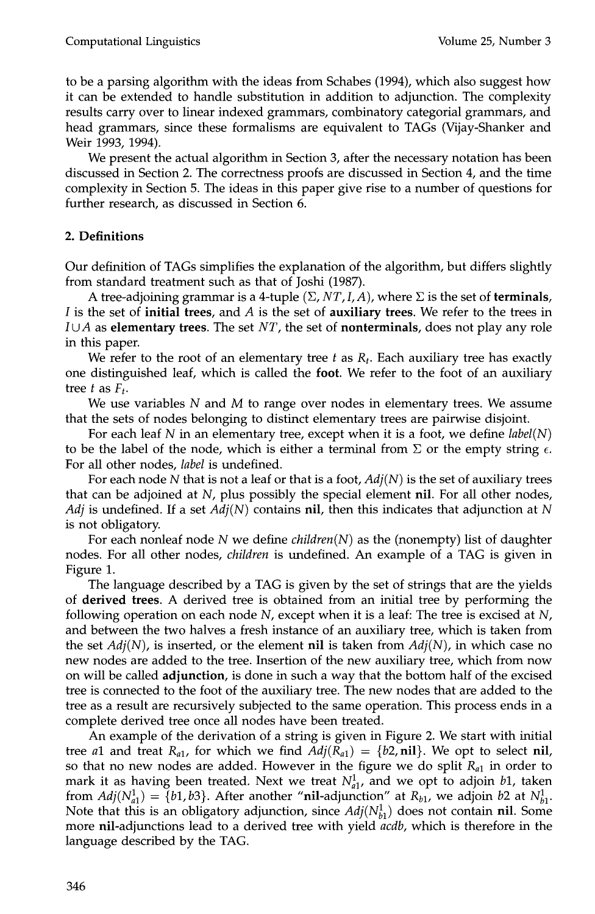to be a parsing algorithm with the ideas from Schabes (1994), which also suggest how it can be extended to handle substitution in addition to adjunction. The complexity results carry over to linear indexed grammars, combinatory categorial grammars, and head grammars, since these formalisms are equivalent to TAGs (Vijay-Shanker and Weir 1993, 1994).

We present the actual algorithm in Section 3, after the necessary notation has been discussed in Section 2. The correctness proofs are discussed in Section 4, and the time complexity in Section 5. The ideas in this paper give rise to a number of questions for further research, as discussed in Section 6.

## 2. Definitions

Our definition of TAGs simplifies the explanation of the algorithm, but differs slightly from standard treatment such as that of Joshi (1987).

A tree-adjoining grammar is a 4-tuple $(\Sigma, NT, I, A)$, where $\Sigma$ is the set of **terminals**, $I$ is the set of **initial trees**, and $A$ is the set of **auxiliary trees**. We refer to the trees in $I \cup A$ as **elementary trees**. The set $NT$, the set of **nonterminals**, does not play any role in this paper.

We refer to the root of an elementary tree $t$ as $R_t$. Each auxiliary tree has exactly one distinguished leaf, which is called the **foot**. We refer to the foot of an auxiliary tree $t$ as $F_t$.

We use variables $N$ and $M$ to range over nodes in elementary trees. We assume that the sets of nodes belonging to distinct elementary trees are pairwise disjoint.

For each leaf $N$ in an elementary tree, except when it is a foot, we define *label*($N$) to be the label of the node, which is either a terminal from $\Sigma$ or the empty string $\epsilon$. For all other nodes, *label* is undefined.

For each node $N$ that is not a leaf or that is a foot, *Adj*($N$) is the set of auxiliary trees that can be adjoined at $N$, plus possibly the special element **nil**. For all other nodes, *Adj* is undefined. If a set *Adj*($N$) contains **nil**, then this indicates that adjunction at $N$ is not obligatory.

For each nonleaf node $N$ we define *children*($N$) as the (nonempty) list of daughter nodes. For all other nodes, *children* is undefined. An example of a TAG is given in Figure 1.

The language described by a TAG is given by the set of strings that are the yields of **derived trees**. A derived tree is obtained from an initial tree by performing the following operation on each node $N$, except when it is a leaf: The tree is excised at $N$, and between the two halves a fresh instance of an auxiliary tree, which is taken from the set *Adj*($N$), is inserted, or the element **nil** is taken from *Adj*($N$), in which case no new nodes are added to the tree. Insertion of the new auxiliary tree, which from now on will be called **adjunction**, is done in such a way that the bottom half of the excised tree is connected to the foot of the auxiliary tree. The new nodes that are added to the tree as a result are recursively subjected to the same operation. This process ends in a complete derived tree once all nodes have been treated.

An example of the derivation of a string is given in Figure 2. We start with initial tree $a1$ and treat $R_{a1}$, for which we find $Adj(R_{a1}) = \{b2, \textbf{nil}\}$. We opt to select **nil**, so that no new nodes are added. However in the figure we do split $R_{a1}$ in order to mark it as having been treated. Next we treat $N^1_{a1}$, and we opt to adjoin $b1$, taken from $Adj(N^1_{a1}) = \{b1, b3\}$. After another "**nil**-adjunction" at $R_{b1}$, we adjoin $b2$ at $N^1_{b1}$. Note that this is an obligatory adjunction, since $Adj(N^1_{b1})$ does not contain **nil**. Some more **nil**-adjunctions lead to a derived tree with yield *acdb*, which is therefore in the language described by the TAG.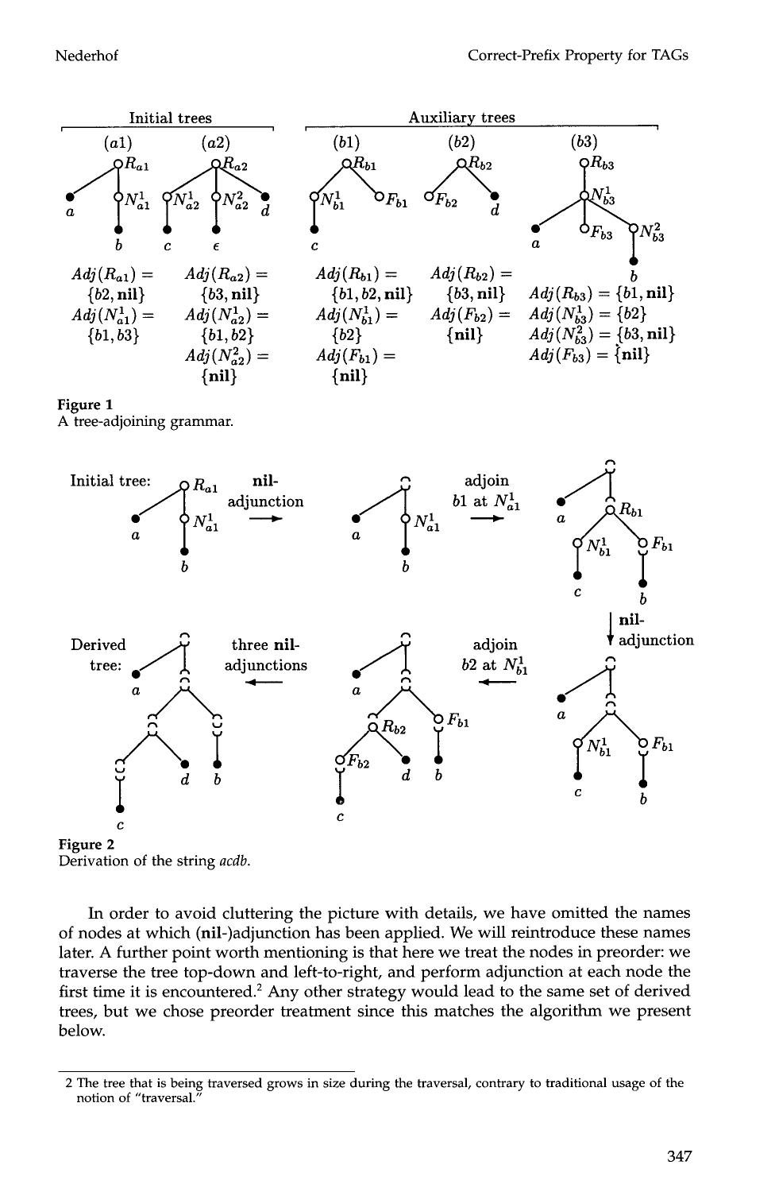Initial trees

(a1) (a2)

Auxiliary trees

(b1) (b2) (b3)

$Adj(R_{a1}) = \{b2, \mathbf{nil}\}$
$Adj(N^1_{a1}) = \{b1, b3\}$

$Adj(R_{a2}) = \{b3, \mathbf{nil}\}$
$Adj(N^1_{a2}) = \{b1, b2\}$
$Adj(N^2_{a2}) = \{\mathbf{nil}\}$

$Adj(R_{b1}) = \{b1, b2, \mathbf{nil}\}$
$Adj(N^1_{b1}) = \{b2\}$
$Adj(F_{b1}) = \{\mathbf{nil}\}$

$Adj(R_{b2}) = \{b3, \mathbf{nil}\}$
$Adj(F_{b2}) = \{\mathbf{nil}\}$

$Adj(R_{b3}) = \{b1, \mathbf{nil}\}$
$Adj(N^1_{b3}) = \{b2\}$
$Adj(N^2_{b3}) = \{b3, \mathbf{nil}\}$
$Adj(F_{b3}) = \{\mathbf{nil}\}$

Figure 1
A tree-adjoining grammar.

Figure 2
Derivation of the string *acdb*.

In order to avoid cluttering the picture with details, we have omitted the names of nodes at which (**nil**-)adjunction has been applied. We will reintroduce these names later. A further point worth mentioning is that here we treat the nodes in preorder: we traverse the tree top-down and left-to-right, and perform adjunction at each node the first time it is encountered.[2] Any other strategy would lead to the same set of derived trees, but we chose preorder treatment since this matches the algorithm we present below.

2 The tree that is being traversed grows in size during the traversal, contrary to traditional usage of the notion of "traversal."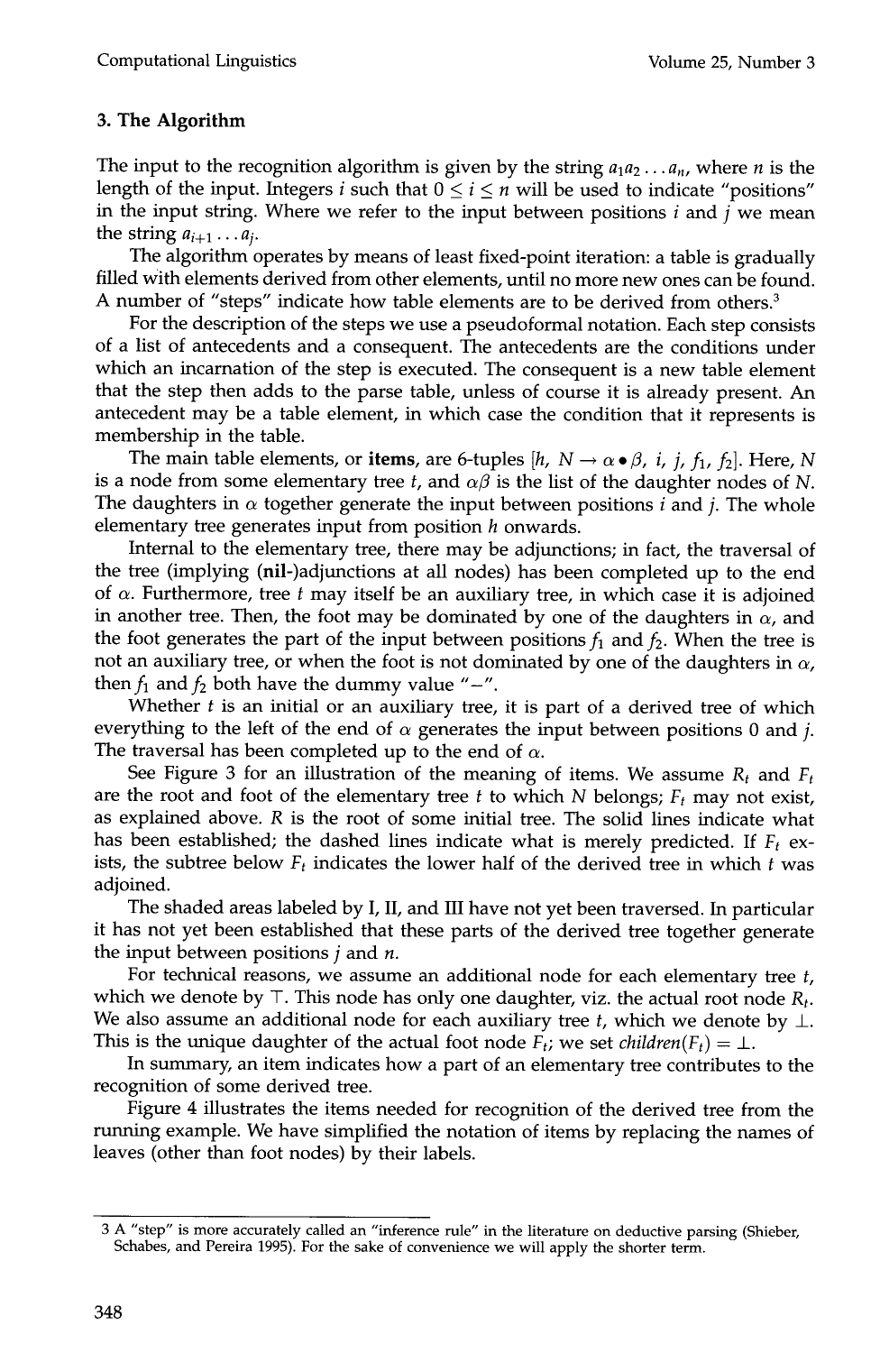## 3. The Algorithm

The input to the recognition algorithm is given by the string $a_1 a_2 \ldots a_n$, where $n$ is the length of the input. Integers $i$ such that $0 \leq i \leq n$ will be used to indicate "positions" in the input string. Where we refer to the input between positions $i$ and $j$ we mean the string $a_{i+1} \ldots a_j$.

The algorithm operates by means of least fixed-point iteration: a table is gradually filled with elements derived from other elements, until no more new ones can be found. A number of "steps" indicate how table elements are to be derived from others.[3]

For the description of the steps we use a pseudoformal notation. Each step consists of a list of antecedents and a consequent. The antecedents are the conditions under which an incarnation of the step is executed. The consequent is a new table element that the step then adds to the parse table, unless of course it is already present. An antecedent may be a table element, in which case the condition that it represents is membership in the table.

The main table elements, or **items**, are 6-tuples $[h, N \to \alpha \bullet \beta, i, j, f_1, f_2]$. Here, $N$ is a node from some elementary tree $t$, and $\alpha\beta$ is the list of the daughter nodes of $N$. The daughters in $\alpha$ together generate the input between positions $i$ and $j$. The whole elementary tree generates input from position $h$ onwards.

Internal to the elementary tree, there may be adjunctions; in fact, the traversal of the tree (implying (**nil**-)adjunctions at all nodes) has been completed up to the end of $\alpha$. Furthermore, tree $t$ may itself be an auxiliary tree, in which case it is adjoined in another tree. Then, the foot may be dominated by one of the daughters in $\alpha$, and the foot generates the part of the input between positions $f_1$ and $f_2$. When the tree is not an auxiliary tree, or when the foot is not dominated by one of the daughters in $\alpha$, then $f_1$ and $f_2$ both have the dummy value "$-$".

Whether $t$ is an initial or an auxiliary tree, it is part of a derived tree of which everything to the left of the end of $\alpha$ generates the input between positions 0 and $j$. The traversal has been completed up to the end of $\alpha$.

See Figure 3 for an illustration of the meaning of items. We assume $R_t$ and $F_t$ are the root and foot of the elementary tree $t$ to which $N$ belongs; $F_t$ may not exist, as explained above. $R$ is the root of some initial tree. The solid lines indicate what has been established; the dashed lines indicate what is merely predicted. If $F_t$ exists, the subtree below $F_t$ indicates the lower half of the derived tree in which $t$ was adjoined.

The shaded areas labeled by I, II, and III have not yet been traversed. In particular it has not yet been established that these parts of the derived tree together generate the input between positions $j$ and $n$.

For technical reasons, we assume an additional node for each elementary tree $t$, which we denote by $\top$. This node has only one daughter, viz. the actual root node $R_t$. We also assume an additional node for each auxiliary tree $t$, which we denote by $\perp$. This is the unique daughter of the actual foot node $F_t$; we set $children(F_t) = \perp$.

In summary, an item indicates how a part of an elementary tree contributes to the recognition of some derived tree.

Figure 4 illustrates the items needed for recognition of the derived tree from the running example. We have simplified the notation of items by replacing the names of leaves (other than foot nodes) by their labels.

---

[3] A "step" is more accurately called an "inference rule" in the literature on deductive parsing (Shieber, Schabes, and Pereira 1995). For the sake of convenience we will apply the shorter term.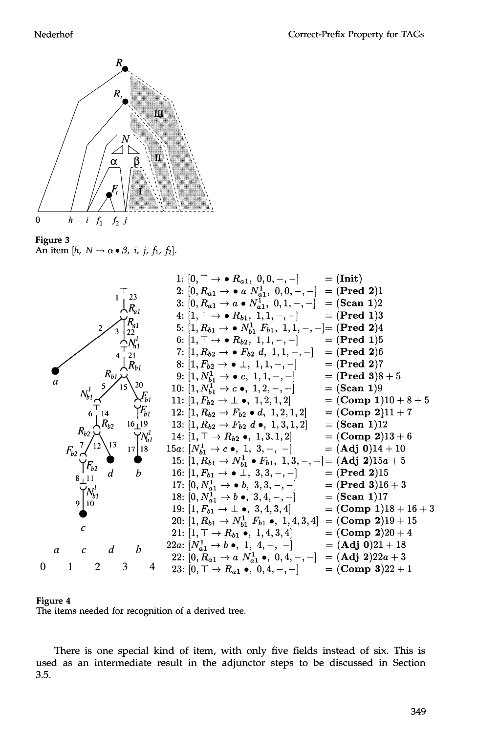Figure 3
An item $[h, N \to \alpha \bullet \beta, i, j, f_1, f_2]$.

| | | |
|---|---|---|
| 1: | $[0, \top \to \bullet\ R_{a1},\ 0, 0, -, -]$ | = **(Init)** |
| 2: | $[0, R_{a1} \to \bullet\ a\ N^1_{a1},\ 0, 0, -, -]$ | = **(Pred 2)**1 |
| 3: | $[0, R_{a1} \to a \bullet N^1_{a1},\ 0, 1, -, -]$ | = **(Scan 1)**2 |
| 4: | $[1, \top \to \bullet\ R_{b1},\ 1, 1, -, -]$ | = **(Pred 1)**3 |
| 5: | $[1, R_{b1} \to \bullet\ N^1_{b1}\ F_{b1},\ 1, 1, -, -]$ | = **(Pred 2)**4 |
| 6: | $[1, \top \to \bullet\ R_{b2},\ 1, 1, -, -]$ | = **(Pred 1)**5 |
| 7: | $[1, R_{b2} \to \bullet\ F_{b2}\ d,\ 1, 1, -, -]$ | = **(Pred 2)**6 |
| 8: | $[1, F_{b2} \to \bullet\ \bot,\ 1, 1, -, -]$ | = **(Pred 2)**7 |
| 9: | $[1, N^1_{b1} \to \bullet\ c,\ 1, 1, -, -]$ | = **(Pred 3)**8 + 5 |
| 10: | $[1, N^1_{b1} \to c\ \bullet,\ 1, 2, -, -]$ | = **(Scan 1)**9 |
| 11: | $[1, F_{b2} \to \bot\ \bullet,\ 1, 2, 1, 2]$ | = **(Comp 1)**10 + 8 + 5 |
| 12: | $[1, R_{b2} \to F_{b2} \bullet d,\ 1, 2, 1, 2]$ | = **(Comp 2)**11 + 7 |
| 13: | $[1, R_{b2} \to F_{b2}\ d\ \bullet,\ 1, 3, 1, 2]$ | = **(Scan 1)**12 |
| 14: | $[1, \top \to R_{b2}\ \bullet,\ 1, 3, 1, 2]$ | = **(Comp 2)**13 + 6 |
| 15a: | $[N^1_{b1} \to c\ \bullet,\ 1,\ 3, -,\ -]$ | = **(Adj 0)**14 + 10 |
| 15: | $[1, R_{b1} \to N^1_{b1} \bullet F_{b1},\ 1, 3, -, -]$ | = **(Adj 2)**15a + 5 |
| 16: | $[1, F_{b1} \to \bullet\ \bot,\ 3, 3, -, -]$ | = **(Pred 2)**15 |
| 17: | $[0, N^1_{a1} \to \bullet\ b,\ 3, 3, -, -]$ | = **(Pred 3)**16 + 3 |
| 18: | $[0, N^1_{a1} \to b\ \bullet,\ 3, 4, -, -]$ | = **(Scan 1)**17 |
| 19: | $[1, F_{b1} \to \bot\ \bullet,\ 3, 4, 3, 4]$ | = **(Comp 1)**18 + 16 + 3 |
| 20: | $[1, R_{b1} \to N^1_{b1}\ F_{b1}\ \bullet,\ 1, 4, 3, 4]$ | = **(Comp 2)**19 + 15 |
| 21: | $[1, \top \to R_{b1}\ \bullet,\ 1, 4, 3, 4]$ | = **(Comp 2)**20 + 4 |
| 22a: | $[N^1_{a1} \to b\ \bullet,\ 1,\ 4, -,\ -]$ | = **(Adj 0)**21 + 18 |
| 22: | $[0, R_{a1} \to a\ N^1_{a1}\ \bullet,\ 0, 4, -, -]$ | = **(Adj 2)**22a + 3 |
| 23: | $[0, \top \to R_{a1}\ \bullet,\ 0, 4, -, -]$ | = **(Comp 3)**22 + 1 |

Figure 4
The items needed for recognition of a derived tree.

There is one special kind of item, with only five fields instead of six. This is used as an intermediate result in the adjunctor steps to be discussed in Section 3.5.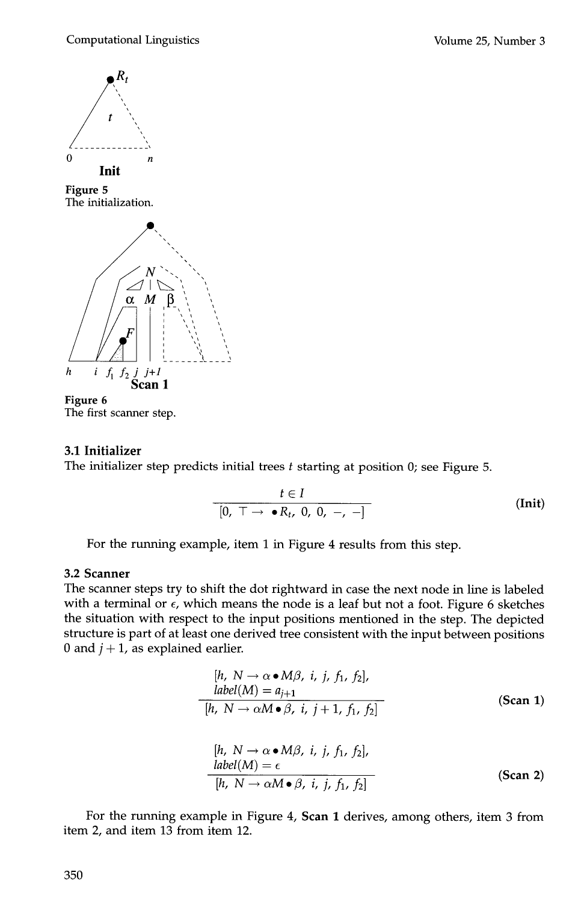**Figure 5**
The initialization.

**Figure 6**
The first scanner step.

### 3.1 Initializer

The initializer step predicts initial trees $t$ starting at position 0; see Figure 5.

$$\frac{t \in I}{[0,\ \top \rightarrow\ \bullet R_t,\ 0,\ 0,\ -,\ -]} \quad \textbf{(Init)}$$

For the running example, item 1 in Figure 4 results from this step.

### 3.2 Scanner

The scanner steps try to shift the dot rightward in case the next node in line is labeled with a terminal or $\epsilon$, which means the node is a leaf but not a foot. Figure 6 sketches the situation with respect to the input positions mentioned in the step. The depicted structure is part of at least one derived tree consistent with the input between positions 0 and $j+1$, as explained earlier.

$$\frac{[h,\ N \rightarrow \alpha \bullet M\beta,\ i,\ j,\ f_1,\ f_2],\quad label(M) = a_{j+1}}{[h,\ N \rightarrow \alpha M \bullet \beta,\ i,\ j+1,\ f_1,\ f_2]} \quad \textbf{(Scan 1)}$$

$$\frac{[h,\ N \rightarrow \alpha \bullet M\beta,\ i,\ j,\ f_1,\ f_2],\quad label(M) = \epsilon}{[h,\ N \rightarrow \alpha M \bullet \beta,\ i,\ j,\ f_1,\ f_2]} \quad \textbf{(Scan 2)}$$

For the running example in Figure 4, **Scan 1** derives, among others, item 3 from item 2, and item 13 from item 12.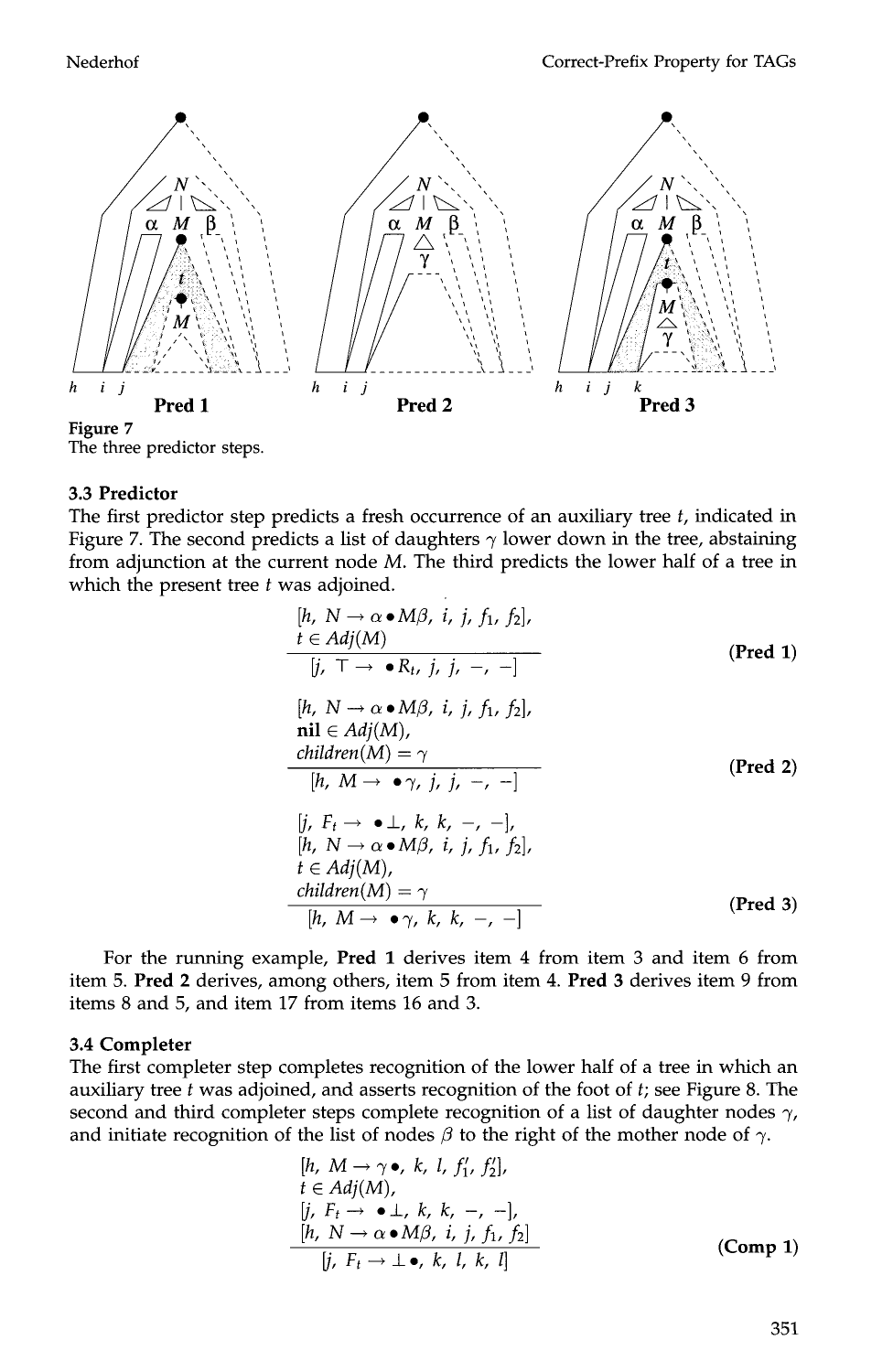Figure 7
The three predictor steps.

### 3.3 Predictor

The first predictor step predicts a fresh occurrence of an auxiliary tree $t$, indicated in Figure 7. The second predicts a list of daughters $\gamma$ lower down in the tree, abstaining from adjunction at the current node $M$. The third predicts the lower half of a tree in which the present tree $t$ was adjoined.

$$\frac{[h,\ N \rightarrow \alpha \bullet M\beta,\ i,\ j,\ f_1,\ f_2],\quad t \in Adj(M)}{[j,\ \top \rightarrow\ \bullet R_t,\ j,\ j,\ -,\ -]} \quad \textbf{(Pred 1)}$$

$$\frac{[h,\ N \rightarrow \alpha \bullet M\beta,\ i,\ j,\ f_1,\ f_2],\quad \mathbf{nil} \in Adj(M),\quad children(M) = \gamma}{[h,\ M \rightarrow\ \bullet\gamma,\ j,\ j,\ -,\ -]} \quad \textbf{(Pred 2)}$$

$$\frac{[j,\ F_t \rightarrow\ \bullet\bot,\ k,\ k,\ -,\ -],\quad [h,\ N \rightarrow \alpha \bullet M\beta,\ i,\ j,\ f_1,\ f_2],\quad t \in Adj(M),\quad children(M) = \gamma}{[h,\ M \rightarrow\ \bullet\gamma,\ k,\ k,\ -,\ -]} \quad \textbf{(Pred 3)}$$

For the running example, **Pred 1** derives item 4 from item 3 and item 6 from item 5. **Pred 2** derives, among others, item 5 from item 4. **Pred 3** derives item 9 from items 8 and 5, and item 17 from items 16 and 3.

### 3.4 Completer

The first completer step completes recognition of the lower half of a tree in which an auxiliary tree $t$ was adjoined, and asserts recognition of the foot of $t$; see Figure 8. The second and third completer steps complete recognition of a list of daughter nodes $\gamma$, and initiate recognition of the list of nodes $\beta$ to the right of the mother node of $\gamma$.

$$\frac{[h,\ M \rightarrow \gamma\bullet,\ k,\ l,\ f_1',\ f_2'],\quad t \in Adj(M),\quad [j,\ F_t \rightarrow\ \bullet\bot,\ k,\ k,\ -,\ -],\quad [h,\ N \rightarrow \alpha \bullet M\beta,\ i,\ j,\ f_1,\ f_2]}{[j,\ F_t \rightarrow \bot\bullet,\ k,\ l,\ k,\ l]} \quad \textbf{(Comp 1)}$$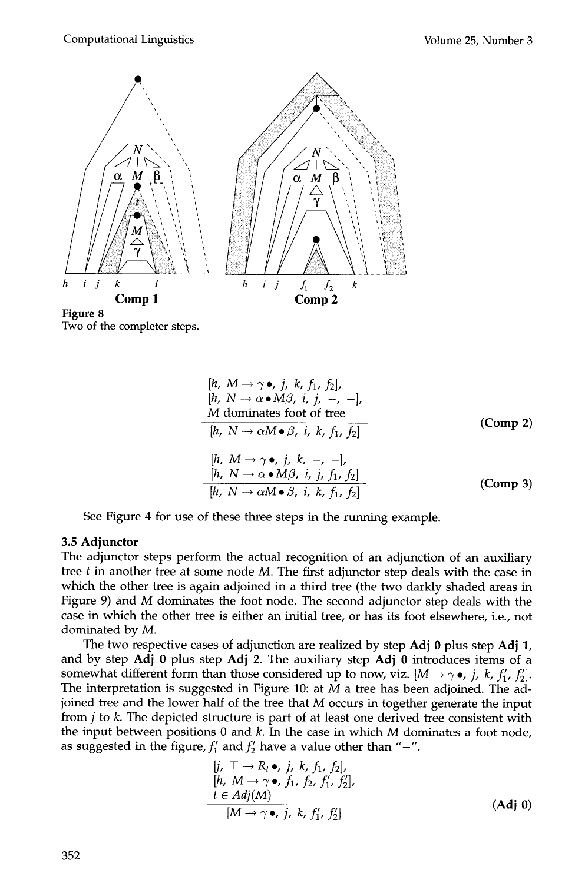Figure 8
Two of the completer steps.

$$\frac{\begin{array}{l}[h,\ M \rightarrow \gamma \bullet,\ j,\ k,\ f_1,\ f_2],\\ [h,\ N \rightarrow \alpha \bullet M\beta,\ i,\ j,\ -,\ -],\\ M \text{ dominates foot of tree}\end{array}}{[h,\ N \rightarrow \alpha M \bullet \beta,\ i,\ k,\ f_1,\ f_2]} \qquad \textbf{(Comp 2)}$$

$$\frac{\begin{array}{l}[h,\ M \rightarrow \gamma \bullet,\ j,\ k,\ -,\ -],\\ [h,\ N \rightarrow \alpha \bullet M\beta,\ i,\ j,\ f_1,\ f_2]\end{array}}{[h,\ N \rightarrow \alpha M \bullet \beta,\ i,\ k,\ f_1,\ f_2]} \qquad \textbf{(Comp 3)}$$

See Figure 4 for use of these three steps in the running example.

### 3.5 Adjunctor

The adjunctor steps perform the actual recognition of an adjunction of an auxiliary tree $t$ in another tree at some node $M$. The first adjunctor step deals with the case in which the other tree is again adjoined in a third tree (the two darkly shaded areas in Figure 9) and $M$ dominates the foot node. The second adjunctor step deals with the case in which the other tree is either an initial tree, or has its foot elsewhere, i.e., not dominated by $M$.

The two respective cases of adjunction are realized by step **Adj 0** plus step **Adj 1**, and by step **Adj 0** plus step **Adj 2**. The auxiliary step **Adj 0** introduces items of a somewhat different form than those considered up to now, viz. $[M \rightarrow \gamma \bullet,\ j,\ k,\ f'_1,\ f'_2]$. The interpretation is suggested in Figure 10: at $M$ a tree has been adjoined. The adjoined tree and the lower half of the tree that $M$ occurs in together generate the input from $j$ to $k$. The depicted structure is part of at least one derived tree consistent with the input between positions 0 and $k$. In the case in which $M$ dominates a foot node, as suggested in the figure, $f'_1$ and $f'_2$ have a value other than "$-$".

$$\frac{\begin{array}{l}[j,\ \top \rightarrow R_t \bullet,\ j,\ k,\ f_1,\ f_2],\\ [h,\ M \rightarrow \gamma \bullet,\ f_1,\ f_2,\ f'_1,\ f'_2],\\ t \in Adj(M)\end{array}}{[M \rightarrow \gamma \bullet,\ j,\ k,\ f'_1,\ f'_2]} \qquad \textbf{(Adj 0)}$$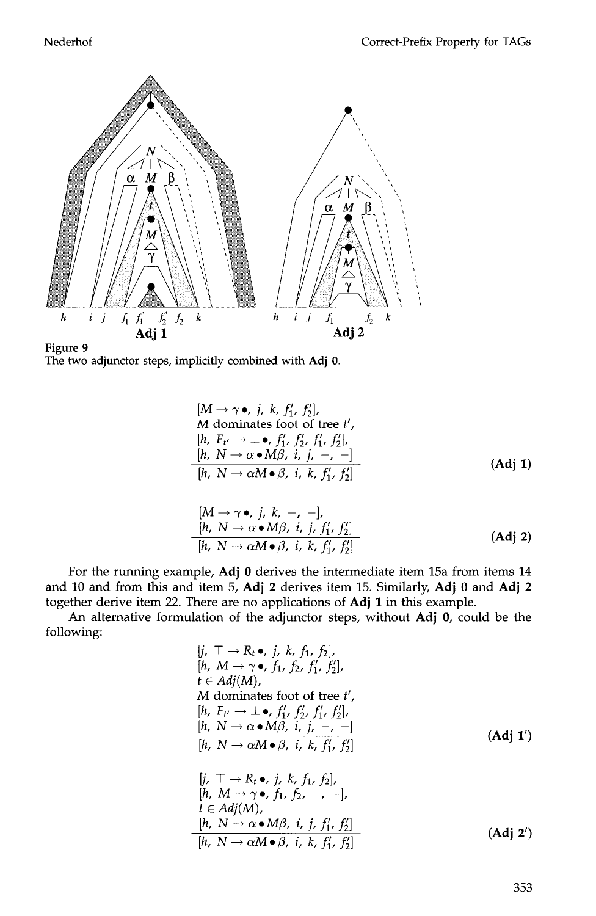Figure 9
The two adjunctor steps, implicitly combined with **Adj 0**.

$$\frac{\begin{array}{l}[M \rightarrow \gamma \bullet,\ j,\ k,\ f_1',\ f_2'],\\ M \text{ dominates foot of tree } t',\\ [h,\ F_{t'} \rightarrow \perp \bullet,\ f_1',\ f_2',\ f_1',\ f_2'],\\ [h,\ N \rightarrow \alpha \bullet M\beta,\ i,\ j,\ -,\ -]\end{array}}{[h,\ N \rightarrow \alpha M \bullet \beta,\ i,\ k,\ f_1',\ f_2']} \quad \textbf{(Adj 1)}$$

$$\frac{\begin{array}{l}[M \rightarrow \gamma \bullet,\ j,\ k,\ -,\ -],\\ [h,\ N \rightarrow \alpha \bullet M\beta,\ i,\ j,\ f_1',\ f_2']\end{array}}{[h,\ N \rightarrow \alpha M \bullet \beta,\ i,\ k,\ f_1',\ f_2']} \quad \textbf{(Adj 2)}$$

For the running example, **Adj 0** derives the intermediate item 15a from items 14 and 10 and from this and item 5, **Adj 2** derives item 15. Similarly, **Adj 0** and **Adj 2** together derive item 22. There are no applications of **Adj 1** in this example.

An alternative formulation of the adjunctor steps, without **Adj 0**, could be the following:

$$\frac{\begin{array}{l}[j,\ \top \rightarrow R_t \bullet,\ j,\ k,\ f_1,\ f_2],\\ [h,\ M \rightarrow \gamma \bullet,\ f_1,\ f_2,\ f_1',\ f_2'],\\ t \in Adj(M),\\ M \text{ dominates foot of tree } t',\\ [h,\ F_{t'} \rightarrow \perp \bullet,\ f_1',\ f_2',\ f_1',\ f_2'],\\ [h,\ N \rightarrow \alpha \bullet M\beta,\ i,\ j,\ -,\ -]\end{array}}{[h,\ N \rightarrow \alpha M \bullet \beta,\ i,\ k,\ f_1',\ f_2']} \quad \textbf{(Adj 1')}$$

$$\frac{\begin{array}{l}[j,\ \top \rightarrow R_t \bullet,\ j,\ k,\ f_1,\ f_2],\\ [h,\ M \rightarrow \gamma \bullet,\ f_1,\ f_2,\ -,\ -],\\ t \in Adj(M),\\ [h,\ N \rightarrow \alpha \bullet M\beta,\ i,\ j,\ f_1',\ f_2']\end{array}}{[h,\ N \rightarrow \alpha M \bullet \beta,\ i,\ k,\ f_1',\ f_2']} \quad \textbf{(Adj 2')}$$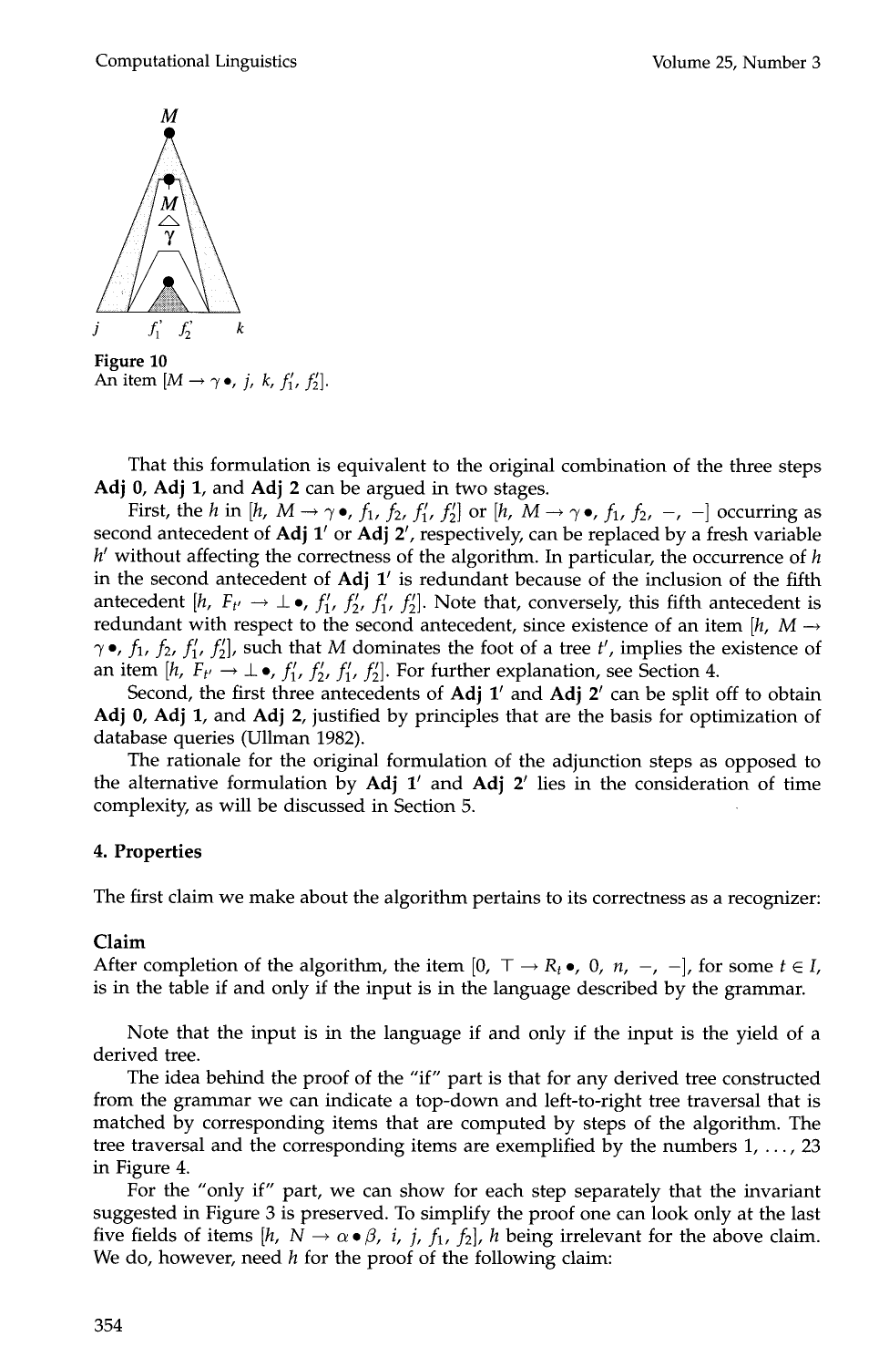Figure 10
An item $[M \rightarrow \gamma \bullet, j, k, f_1', f_2']$.

That this formulation is equivalent to the original combination of the three steps **Adj 0**, **Adj 1**, and **Adj 2** can be argued in two stages.

First, the $h$ in $[h, M \rightarrow \gamma \bullet, f_1, f_2, f_1', f_2']$ or $[h, M \rightarrow \gamma \bullet, f_1, f_2, -, -]$ occurring as second antecedent of **Adj 1′** or **Adj 2′**, respectively, can be replaced by a fresh variable $h'$ without affecting the correctness of the algorithm. In particular, the occurrence of $h$ in the second antecedent of **Adj 1′** is redundant because of the inclusion of the fifth antecedent $[h, F_{t'} \rightarrow \bot \bullet, f_1', f_2', f_1', f_2']$. Note that, conversely, this fifth antecedent is redundant with respect to the second antecedent, since existence of an item $[h, M \rightarrow \gamma \bullet, f_1, f_2, f_1', f_2']$, such that $M$ dominates the foot of a tree $t'$, implies the existence of an item $[h, F_{t'} \rightarrow \bot \bullet, f_1', f_2', f_1', f_2']$. For further explanation, see Section 4.

Second, the first three antecedents of **Adj 1′** and **Adj 2′** can be split off to obtain **Adj 0**, **Adj 1**, and **Adj 2**, justified by principles that are the basis for optimization of database queries (Ullman 1982).

The rationale for the original formulation of the adjunction steps as opposed to the alternative formulation by **Adj 1′** and **Adj 2′** lies in the consideration of time complexity, as will be discussed in Section 5.

## 4. Properties

The first claim we make about the algorithm pertains to its correctness as a recognizer:

**Claim**
After completion of the algorithm, the item $[0, \top \rightarrow R_t \bullet, 0, n, -, -]$, for some $t \in I$, is in the table if and only if the input is in the language described by the grammar.

Note that the input is in the language if and only if the input is the yield of a derived tree.

The idea behind the proof of the "if" part is that for any derived tree constructed from the grammar we can indicate a top-down and left-to-right tree traversal that is matched by corresponding items that are computed by steps of the algorithm. The tree traversal and the corresponding items are exemplified by the numbers 1, ..., 23 in Figure 4.

For the "only if" part, we can show for each step separately that the invariant suggested in Figure 3 is preserved. To simplify the proof one can look only at the last five fields of items $[h, N \rightarrow \alpha \bullet \beta, i, j, f_1, f_2]$, $h$ being irrelevant for the above claim. We do, however, need $h$ for the proof of the following claim: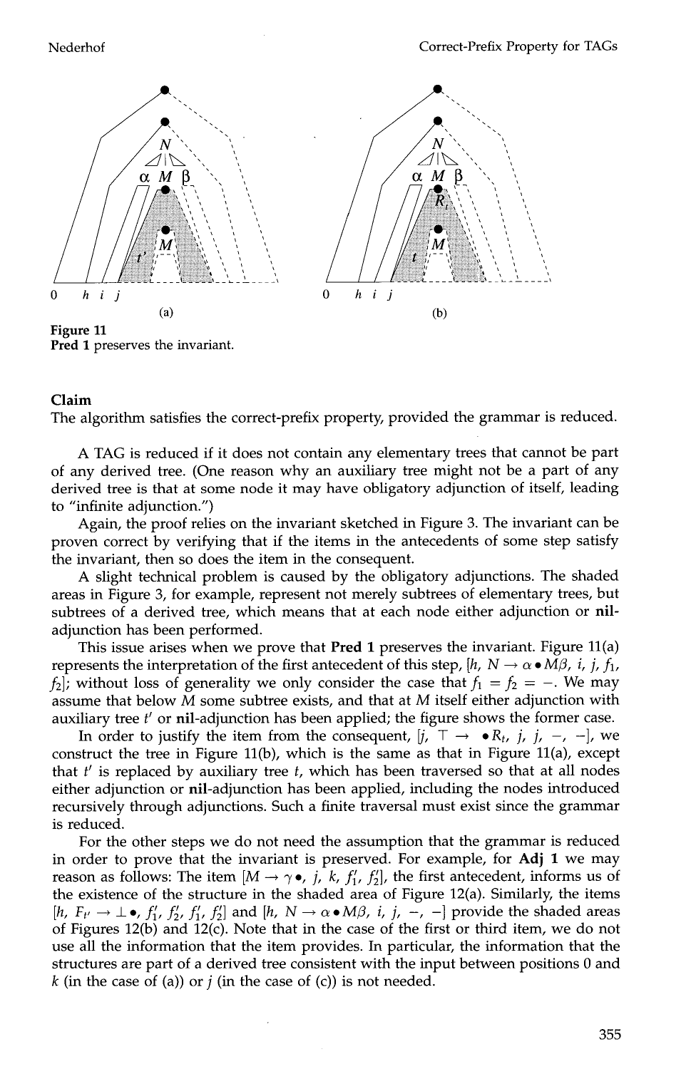Figure 11
Pred 1 preserves the invariant.

**Claim**
The algorithm satisfies the correct-prefix property, provided the grammar is reduced.

A TAG is reduced if it does not contain any elementary trees that cannot be part of any derived tree. (One reason why an auxiliary tree might not be a part of any derived tree is that at some node it may have obligatory adjunction of itself, leading to "infinite adjunction.")

Again, the proof relies on the invariant sketched in Figure 3. The invariant can be proven correct by verifying that if the items in the antecedents of some step satisfy the invariant, then so does the item in the consequent.

A slight technical problem is caused by the obligatory adjunctions. The shaded areas in Figure 3, for example, represent not merely subtrees of elementary trees, but subtrees of a derived tree, which means that at each node either adjunction or **nil**-adjunction has been performed.

This issue arises when we prove that **Pred 1** preserves the invariant. Figure 11(a) represents the interpretation of the first antecedent of this step, $[h, N \rightarrow \alpha \bullet M\beta, i, j, f_1, f_2]$; without loss of generality we only consider the case that $f_1 = f_2 = -$. We may assume that below $M$ some subtree exists, and that at $M$ itself either adjunction with auxiliary tree $t'$ or **nil**-adjunction has been applied; the figure shows the former case.

In order to justify the item from the consequent, $[j, \top \rightarrow \bullet R_t, j, j, -, -]$, we construct the tree in Figure 11(b), which is the same as that in Figure 11(a), except that $t'$ is replaced by auxiliary tree $t$, which has been traversed so that at all nodes either adjunction or **nil**-adjunction has been applied, including the nodes introduced recursively through adjunctions. Such a finite traversal must exist since the grammar is reduced.

For the other steps we do not need the assumption that the grammar is reduced in order to prove that the invariant is preserved. For example, for **Adj 1** we may reason as follows: The item $[M \rightarrow \gamma \bullet, j, k, f_1', f_2']$, the first antecedent, informs us of the existence of the structure in the shaded area of Figure 12(a). Similarly, the items $[h, F_{t'} \rightarrow \perp \bullet, f_1', f_2', f_1', f_2']$ and $[h, N \rightarrow \alpha \bullet M\beta, i, j, -, -]$ provide the shaded areas of Figures 12(b) and 12(c). Note that in the case of the first or third item, we do not use all the information that the item provides. In particular, the information that the structures are part of a derived tree consistent with the input between positions 0 and $k$ (in the case of (a)) or $j$ (in the case of (c)) is not needed.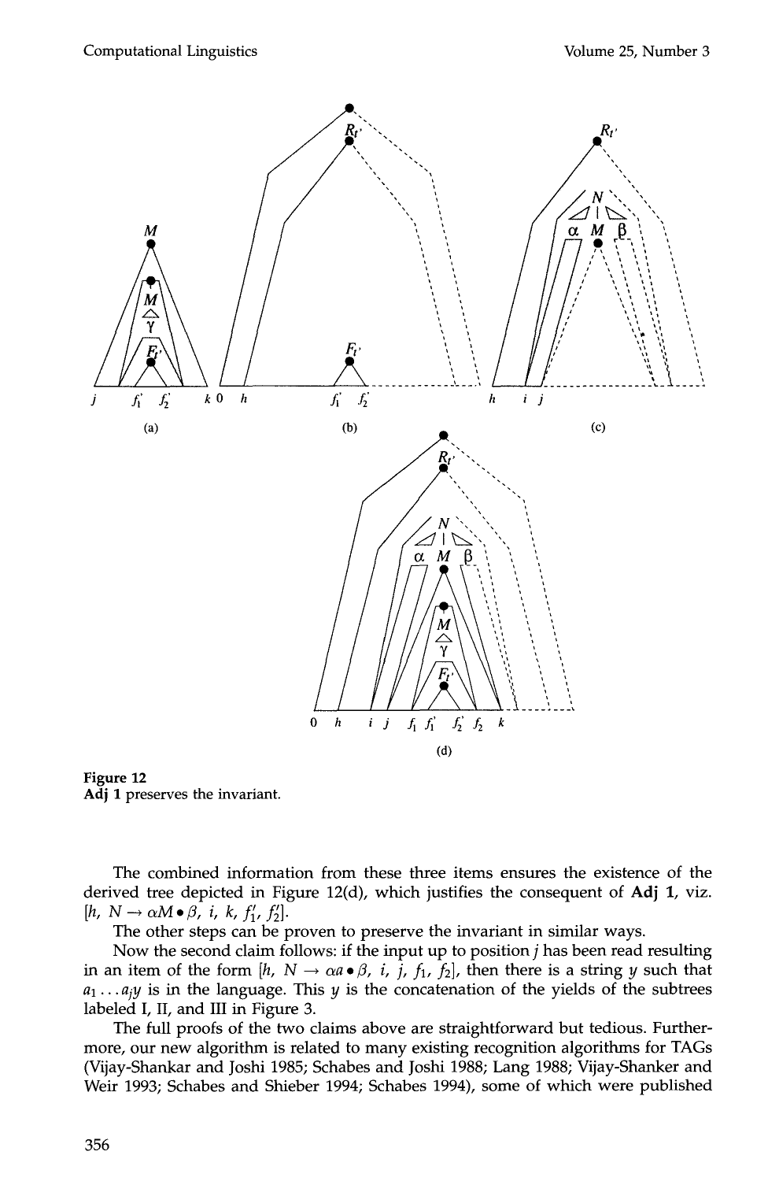Figure 12
**Adj 1** preserves the invariant.

The combined information from these three items ensures the existence of the derived tree depicted in Figure 12(d), which justifies the consequent of **Adj 1**, viz. $[h, N \rightarrow \alpha M \bullet \beta, i, k, f_1', f_2']$.

The other steps can be proven to preserve the invariant in similar ways.

Now the second claim follows: if the input up to position $j$ has been read resulting in an item of the form $[h, N \rightarrow \alpha a \bullet \beta, i, j, f_1, f_2]$, then there is a string $y$ such that $a_1 \dots a_j y$ is in the language. This $y$ is the concatenation of the yields of the subtrees labeled I, II, and III in Figure 3.

The full proofs of the two claims above are straightforward but tedious. Furthermore, our new algorithm is related to many existing recognition algorithms for TAGs (Vijay-Shankar and Joshi 1985; Schabes and Joshi 1988; Lang 1988; Vijay-Shanker and Weir 1993; Schabes and Shieber 1994; Schabes 1994), some of which were published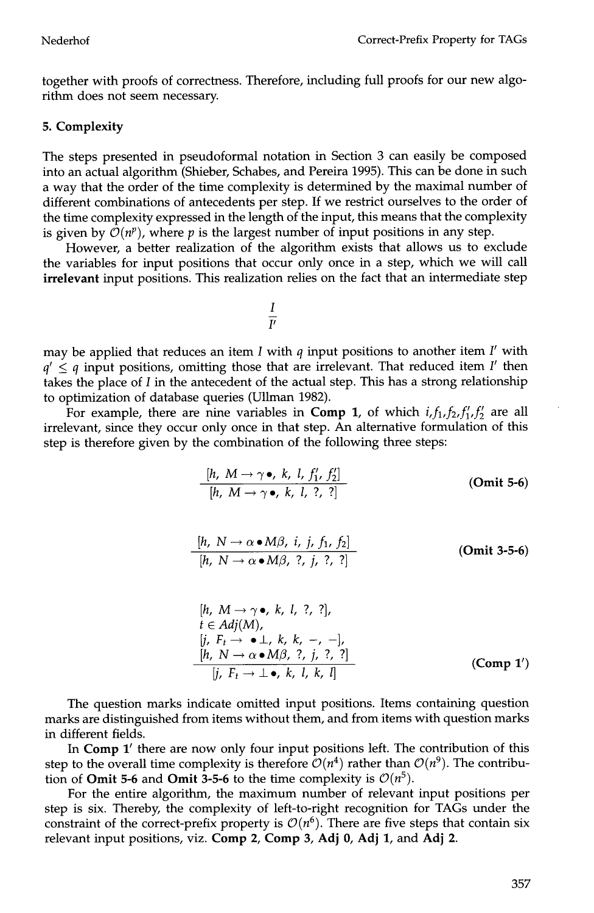together with proofs of correctness. Therefore, including full proofs for our new algorithm does not seem necessary.

## 5. Complexity

The steps presented in pseudoformal notation in Section 3 can easily be composed into an actual algorithm (Shieber, Schabes, and Pereira 1995). This can be done in such a way that the order of the time complexity is determined by the maximal number of different combinations of antecedents per step. If we restrict ourselves to the order of the time complexity expressed in the length of the input, this means that the complexity is given by $\mathcal{O}(n^p)$, where $p$ is the largest number of input positions in any step.

However, a better realization of the algorithm exists that allows us to exclude the variables for input positions that occur only once in a step, which we will call **irrelevant** input positions. This realization relies on the fact that an intermediate step

$$\frac{I}{I'}$$

may be applied that reduces an item $I$ with $q$ input positions to another item $I'$ with $q' \leq q$ input positions, omitting those that are irrelevant. That reduced item $I'$ then takes the place of $I$ in the antecedent of the actual step. This has a strong relationship to optimization of database queries (Ullman 1982).

For example, there are nine variables in **Comp 1**, of which $i, f_1, f_2, f_1', f_2'$ are all irrelevant, since they occur only once in that step. An alternative formulation of this step is therefore given by the combination of the following three steps:

$$\frac{[h,\ M \rightarrow \gamma\,\bullet,\ k,\ l,\ f_1',\ f_2']}{[h,\ M \rightarrow \gamma\,\bullet,\ k,\ l,\ ?,\ ?]} \qquad \textbf{(Omit 5-6)}$$

$$\frac{[h,\ N \rightarrow \alpha \bullet M\beta,\ i,\ j,\ f_1,\ f_2]}{[h,\ N \rightarrow \alpha \bullet M\beta,\ ?,\ j,\ ?,\ ?]} \qquad \textbf{(Omit 3-5-6)}$$

$$\frac{\begin{array}{l}[h,\ M \rightarrow \gamma\,\bullet,\ k,\ l,\ ?,\ ?],\\ t \in Adj(M),\\ [j,\ F_t \rightarrow\ \bullet\bot,\ k,\ k,\ -,\ -],\\ [h,\ N \rightarrow \alpha \bullet M\beta,\ ?,\ j,\ ?,\ ?]\end{array}}{[j,\ F_t \rightarrow \bot\,\bullet,\ k,\ l,\ k,\ l]} \qquad \textbf{(Comp 1')}$$

The question marks indicate omitted input positions. Items containing question marks are distinguished from items without them, and from items with question marks in different fields.

In **Comp 1'** there are now only four input positions left. The contribution of this step to the overall time complexity is therefore $\mathcal{O}(n^4)$ rather than $\mathcal{O}(n^9)$. The contribution of **Omit 5-6** and **Omit 3-5-6** to the time complexity is $\mathcal{O}(n^5)$.

For the entire algorithm, the maximum number of relevant input positions per step is six. Thereby, the complexity of left-to-right recognition for TAGs under the constraint of the correct-prefix property is $\mathcal{O}(n^6)$. There are five steps that contain six relevant input positions, viz. **Comp 2**, **Comp 3**, **Adj 0**, **Adj 1**, and **Adj 2**.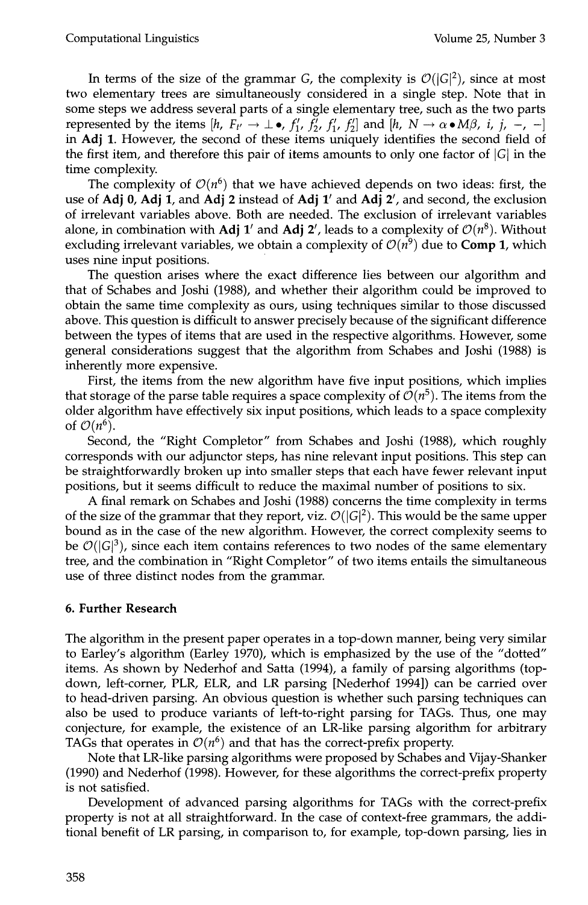In terms of the size of the grammar $G$, the complexity is $\mathcal{O}(|G|^2)$, since at most two elementary trees are simultaneously considered in a single step. Note that in some steps we address several parts of a single elementary tree, such as the two parts represented by the items $[h, F_{t'} \rightarrow \bot \bullet, f_1', f_2', f_1', f_2']$ and $[h, N \rightarrow \alpha \bullet M\beta, i, j, -, -]$ in **Adj 1**. However, the second of these items uniquely identifies the second field of the first item, and therefore this pair of items amounts to only one factor of $|G|$ in the time complexity.

The complexity of $\mathcal{O}(n^6)$ that we have achieved depends on two ideas: first, the use of **Adj 0**, **Adj 1**, and **Adj 2** instead of **Adj 1′** and **Adj 2′**, and second, the exclusion of irrelevant variables above. Both are needed. The exclusion of irrelevant variables alone, in combination with **Adj 1′** and **Adj 2′**, leads to a complexity of $\mathcal{O}(n^8)$. Without excluding irrelevant variables, we obtain a complexity of $\mathcal{O}(n^9)$ due to **Comp 1**, which uses nine input positions.

The question arises where the exact difference lies between our algorithm and that of Schabes and Joshi (1988), and whether their algorithm could be improved to obtain the same time complexity as ours, using techniques similar to those discussed above. This question is difficult to answer precisely because of the significant difference between the types of items that are used in the respective algorithms. However, some general considerations suggest that the algorithm from Schabes and Joshi (1988) is inherently more expensive.

First, the items from the new algorithm have five input positions, which implies that storage of the parse table requires a space complexity of $\mathcal{O}(n^5)$. The items from the older algorithm have effectively six input positions, which leads to a space complexity of $\mathcal{O}(n^6)$.

Second, the "Right Completor" from Schabes and Joshi (1988), which roughly corresponds with our adjunctor steps, has nine relevant input positions. This step can be straightforwardly broken up into smaller steps that each have fewer relevant input positions, but it seems difficult to reduce the maximal number of positions to six.

A final remark on Schabes and Joshi (1988) concerns the time complexity in terms of the size of the grammar that they report, viz. $\mathcal{O}(|G|^2)$. This would be the same upper bound as in the case of the new algorithm. However, the correct complexity seems to be $\mathcal{O}(|G|^3)$, since each item contains references to two nodes of the same elementary tree, and the combination in "Right Completor" of two items entails the simultaneous use of three distinct nodes from the grammar.

## 6. Further Research

The algorithm in the present paper operates in a top-down manner, being very similar to Earley's algorithm (Earley 1970), which is emphasized by the use of the "dotted" items. As shown by Nederhof and Satta (1994), a family of parsing algorithms (top-down, left-corner, PLR, ELR, and LR parsing [Nederhof 1994]) can be carried over to head-driven parsing. An obvious question is whether such parsing techniques can also be used to produce variants of left-to-right parsing for TAGs. Thus, one may conjecture, for example, the existence of an LR-like parsing algorithm for arbitrary TAGs that operates in $\mathcal{O}(n^6)$ and that has the correct-prefix property.

Note that LR-like parsing algorithms were proposed by Schabes and Vijay-Shanker (1990) and Nederhof (1998). However, for these algorithms the correct-prefix property is not satisfied.

Development of advanced parsing algorithms for TAGs with the correct-prefix property is not at all straightforward. In the case of context-free grammars, the additional benefit of LR parsing, in comparison to, for example, top-down parsing, lies in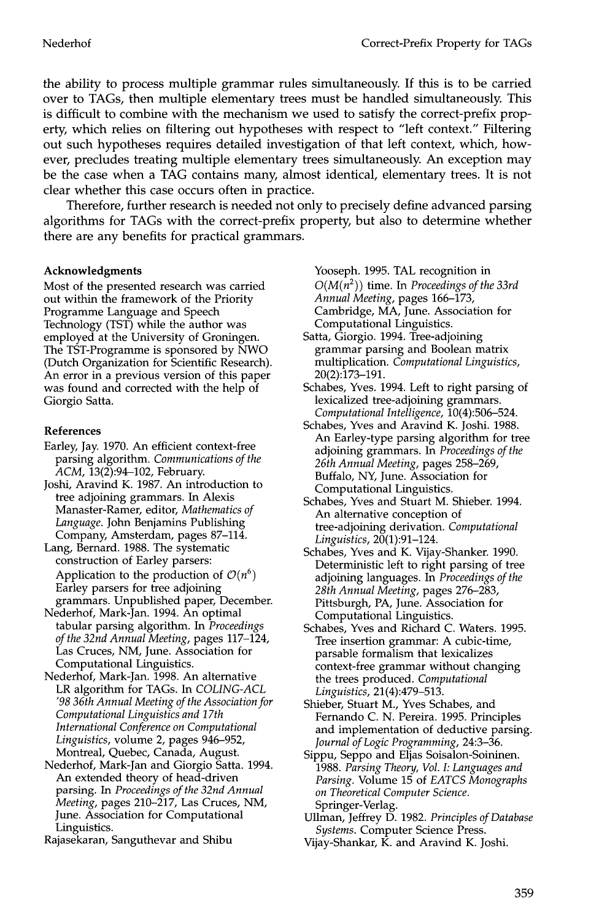the ability to process multiple grammar rules simultaneously. If this is to be carried over to TAGs, then multiple elementary trees must be handled simultaneously. This is difficult to combine with the mechanism we used to satisfy the correct-prefix property, which relies on filtering out hypotheses with respect to "left context." Filtering out such hypotheses requires detailed investigation of that left context, which, however, precludes treating multiple elementary trees simultaneously. An exception may be the case when a TAG contains many, almost identical, elementary trees. It is not clear whether this case occurs often in practice.

Therefore, further research is needed not only to precisely define advanced parsing algorithms for TAGs with the correct-prefix property, but also to determine whether there are any benefits for practical grammars.

### Acknowledgments

Most of the presented research was carried out within the framework of the Priority Programme Language and Speech Technology (TST) while the author was employed at the University of Groningen. The TST-Programme is sponsored by NWO (Dutch Organization for Scientific Research). An error in a previous version of this paper was found and corrected with the help of Giorgio Satta.

### References

Earley, Jay. 1970. An efficient context-free parsing algorithm. *Communications of the ACM*, 13(2):94–102, February.

Joshi, Aravind K. 1987. An introduction to tree adjoining grammars. In Alexis Manaster-Ramer, editor, *Mathematics of Language*. John Benjamins Publishing Company, Amsterdam, pages 87–114.

Lang, Bernard. 1988. The systematic construction of Earley parsers: Application to the production of $\mathcal{O}(n^6)$ Earley parsers for tree adjoining grammars. Unpublished paper, December.

Nederhof, Mark-Jan. 1994. An optimal tabular parsing algorithm. In *Proceedings of the 32nd Annual Meeting*, pages 117–124, Las Cruces, NM, June. Association for Computational Linguistics.

Nederhof, Mark-Jan. 1998. An alternative LR algorithm for TAGs. In *COLING-ACL '98 36th Annual Meeting of the Association for Computational Linguistics and 17th International Conference on Computational Linguistics*, volume 2, pages 946–952, Montreal, Quebec, Canada, August.

Nederhof, Mark-Jan and Giorgio Satta. 1994. An extended theory of head-driven parsing. In *Proceedings of the 32nd Annual Meeting*, pages 210–217, Las Cruces, NM, June. Association for Computational Linguistics.

Rajasekaran, Sanguthevar and Shibu Yooseph. 1995. TAL recognition in $O(M(n^2))$ time. In *Proceedings of the 33rd Annual Meeting*, pages 166–173, Cambridge, MA, June. Association for Computational Linguistics.

Satta, Giorgio. 1994. Tree-adjoining grammar parsing and Boolean matrix multiplication. *Computational Linguistics*, 20(2):173–191.

Schabes, Yves. 1994. Left to right parsing of lexicalized tree-adjoining grammars. *Computational Intelligence*, 10(4):506–524.

Schabes, Yves and Aravind K. Joshi. 1988. An Earley-type parsing algorithm for tree adjoining grammars. In *Proceedings of the 26th Annual Meeting*, pages 258–269, Buffalo, NY, June. Association for Computational Linguistics.

Schabes, Yves and Stuart M. Shieber. 1994. An alternative conception of tree-adjoining derivation. *Computational Linguistics*, 20(1):91–124.

Schabes, Yves and K. Vijay-Shanker. 1990. Deterministic left to right parsing of tree adjoining languages. In *Proceedings of the 28th Annual Meeting*, pages 276–283, Pittsburgh, PA, June. Association for Computational Linguistics.

Schabes, Yves and Richard C. Waters. 1995. Tree insertion grammar: A cubic-time, parsable formalism that lexicalizes context-free grammar without changing the trees produced. *Computational Linguistics*, 21(4):479–513.

Shieber, Stuart M., Yves Schabes, and Fernando C. N. Pereira. 1995. Principles and implementation of deductive parsing. *Journal of Logic Programming*, 24:3–36.

Sippu, Seppo and Eljas Soisalon-Soininen. 1988. *Parsing Theory, Vol. I: Languages and Parsing*. Volume 15 of *EATCS Monographs on Theoretical Computer Science*. Springer-Verlag.

Ullman, Jeffrey D. 1982. *Principles of Database Systems*. Computer Science Press.

Vijay-Shankar, K. and Aravind K. Joshi.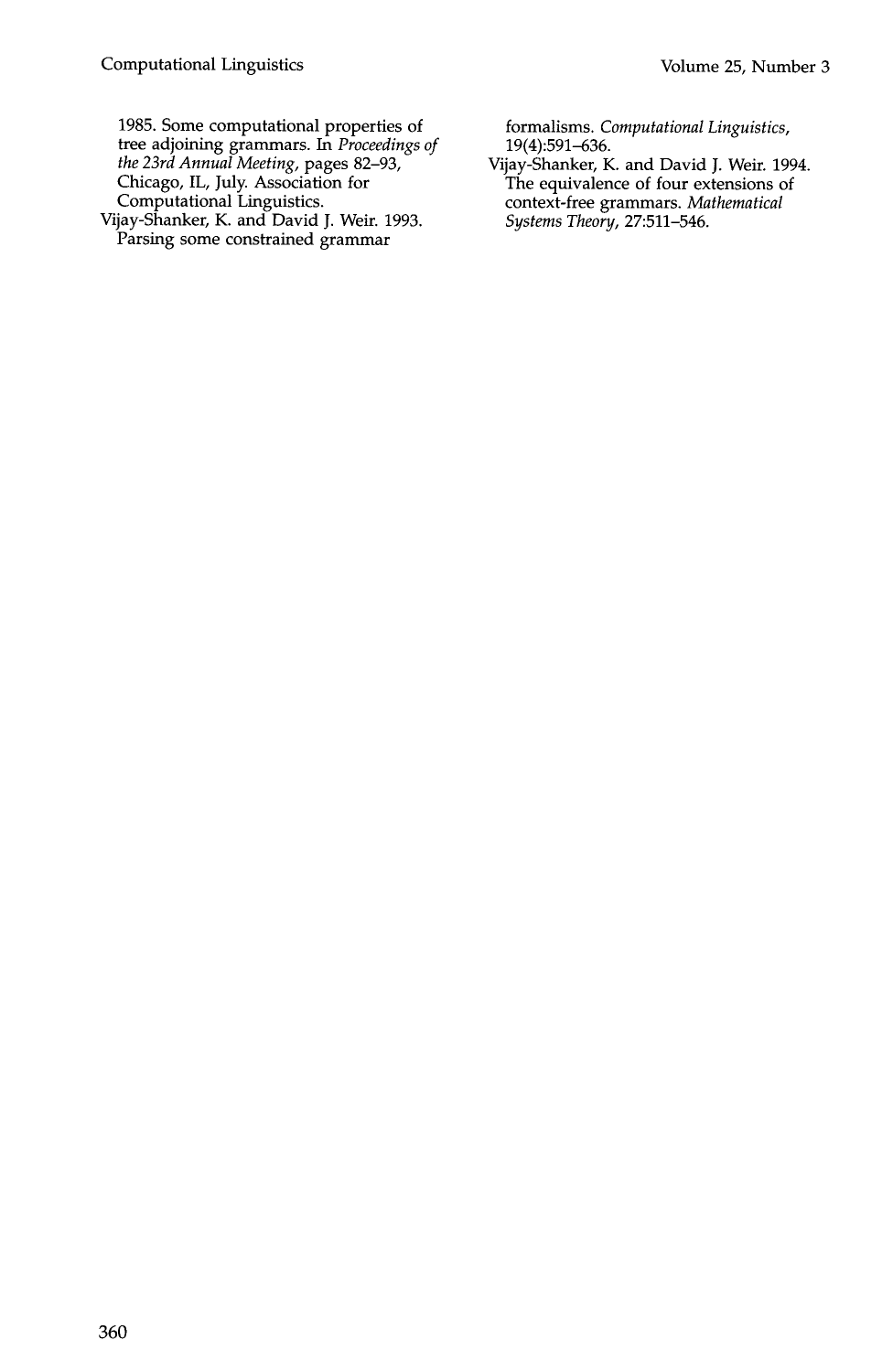1985. Some computational properties of tree adjoining grammars. In *Proceedings of the 23rd Annual Meeting*, pages 82–93, Chicago, IL, July. Association for Computational Linguistics.

Vijay-Shanker, K. and David J. Weir. 1993. Parsing some constrained grammar formalisms. *Computational Linguistics*, 19(4):591–636.

Vijay-Shanker, K. and David J. Weir. 1994. The equivalence of four extensions of context-free grammars. *Mathematical Systems Theory*, 27:511–546.